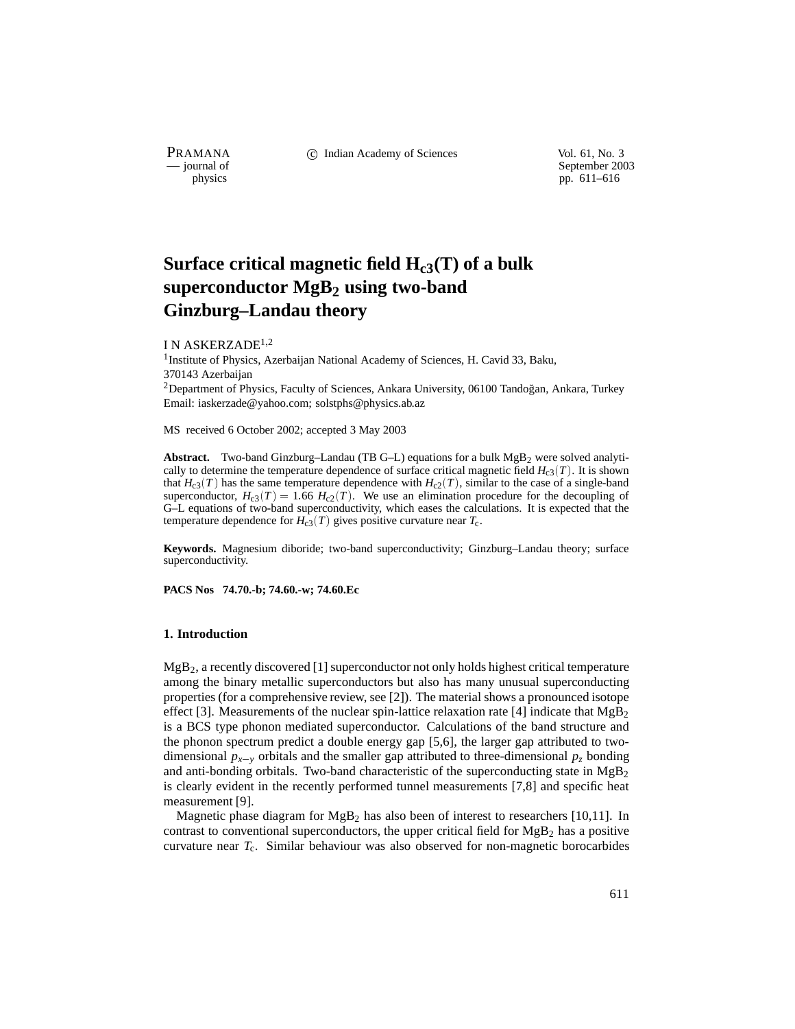# Surface critical magnetic field $H_{c3}(T)$ of a bulk superconductor $MgB_2$ using two-band Ginzburg–Landau theory

I N ASKERZADE[1,2]

[1] Institute of Physics, Azerbaijan National Academy of Sciences, H. Cavid 33, Baku, 370143 Azerbaijan

[2] Department of Physics, Faculty of Sciences, Ankara University, 06100 Tandoğan, Ankara, Turkey

Email: iaskerzade@yahoo.com; solstphs@physics.ab.az

MS received 6 October 2002; accepted 3 May 2003

**Abstract.** Two-band Ginzburg–Landau (TB G–L) equations for a bulk $MgB_2$ were solved analytically to determine the temperature dependence of surface critical magnetic field $H_{c3}(T)$. It is shown that $H_{c3}(T)$ has the same temperature dependence with $H_{c2}(T)$, similar to the case of a single-band superconductor, $H_{c3}(T) = 1.66\ H_{c2}(T)$. We use an elimination procedure for the decoupling of G–L equations of two-band superconductivity, which eases the calculations. It is expected that the temperature dependence for $H_{c3}(T)$ gives positive curvature near $T_c$.

**Keywords.** Magnesium diboride; two-band superconductivity; Ginzburg–Landau theory; surface superconductivity.

**PACS Nos 74.70.-b; 74.60.-w; 74.60.Ec**

## 1. Introduction

$MgB_2$, a recently discovered [1] superconductor not only holds highest critical temperature among the binary metallic superconductors but also has many unusual superconducting properties (for a comprehensive review, see [2]). The material shows a pronounced isotope effect [3]. Measurements of the nuclear spin-lattice relaxation rate [4] indicate that $MgB_2$ is a BCS type phonon mediated superconductor. Calculations of the band structure and the phonon spectrum predict a double energy gap [5,6], the larger gap attributed to two-dimensional $p_{x-y}$ orbitals and the smaller gap attributed to three-dimensional $p_z$ bonding and anti-bonding orbitals. Two-band characteristic of the superconducting state in $MgB_2$ is clearly evident in the recently performed tunnel measurements [7,8] and specific heat measurement [9].

Magnetic phase diagram for $MgB_2$ has also been of interest to researchers [10,11]. In contrast to conventional superconductors, the upper critical field for $MgB_2$ has a positive curvature near $T_c$. Similar behaviour was also observed for non-magnetic borocarbides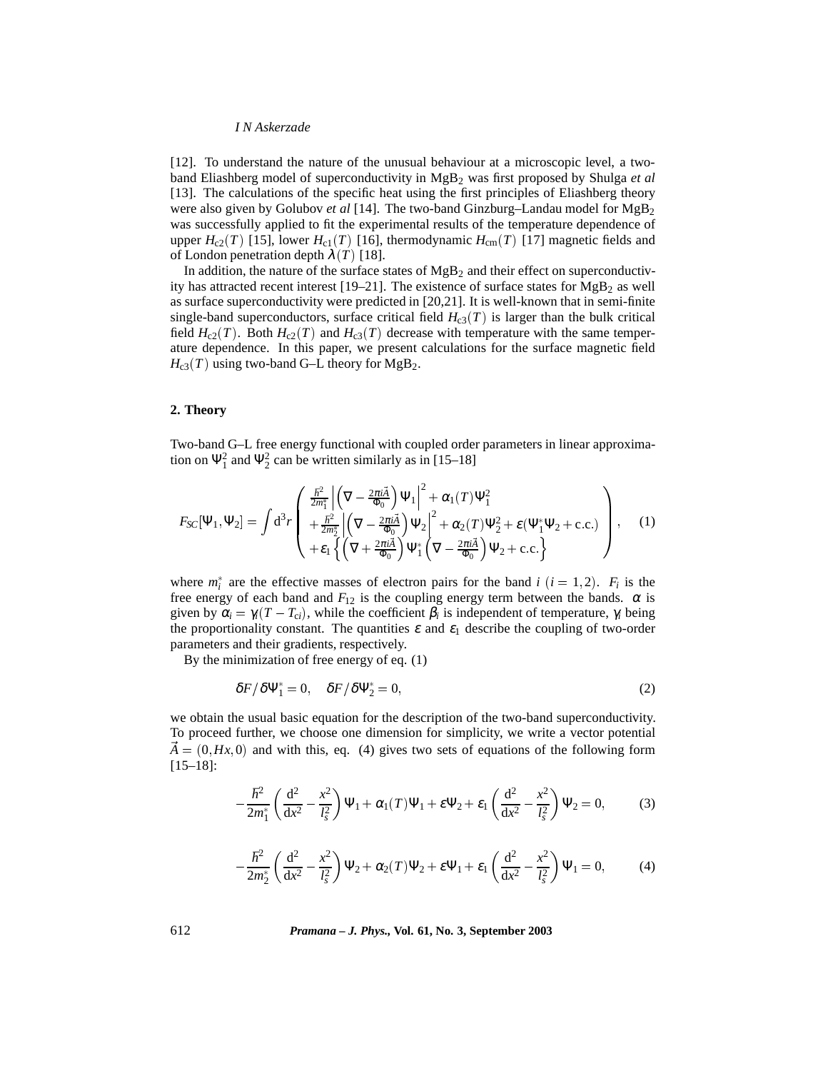[12]. To understand the nature of the unusual behaviour at a microscopic level, a two-band Eliashberg model of superconductivity in $MgB_2$ was first proposed by Shulga *et al* [13]. The calculations of the specific heat using the first principles of Eliashberg theory were also given by Golubov *et al* [14]. The two-band Ginzburg–Landau model for $MgB_2$ was successfully applied to fit the experimental results of the temperature dependence of upper $H_{c2}(T)$ [15], lower $H_{c1}(T)$ [16], thermodynamic $H_{cm}(T)$ [17] magnetic fields and of London penetration depth $\lambda(T)$ [18].

In addition, the nature of the surface states of $MgB_2$ and their effect on superconductivity has attracted recent interest [19–21]. The existence of surface states for $MgB_2$ as well as surface superconductivity were predicted in [20,21]. It is well-known that in semi-finite single-band superconductors, surface critical field $H_{c3}(T)$ is larger than the bulk critical field $H_{c2}(T)$. Both $H_{c2}(T)$ and $H_{c3}(T)$ decrease with temperature with the same temperature dependence. In this paper, we present calculations for the surface magnetic field $H_{c3}(T)$ using two-band G–L theory for $MgB_2$.

## 2. Theory

Two-band G–L free energy functional with coupled order parameters in linear approximation on $\Psi_1^2$ and $\Psi_2^2$ can be written similarly as in [15–18]

$$F_{SC}[\Psi_1,\Psi_2] = \int \mathrm{d}^3 r \begin{pmatrix} \frac{\hbar^2}{2m_1^*}\left|\left(\nabla - \frac{2\pi i\vec{A}}{\Phi_0}\right)\Psi_1\right|^2 + \alpha_1(T)\Psi_1^2 \\ +\frac{\hbar^2}{2m_2^*}\left|\left(\nabla - \frac{2\pi i\vec{A}}{\Phi_0}\right)\Psi_2\right|^2 + \alpha_2(T)\Psi_2^2 + \varepsilon(\Psi_1^*\Psi_2 + \text{c.c.}) \\ +\varepsilon_1\left\{\left(\nabla + \frac{2\pi i\vec{A}}{\Phi_0}\right)\Psi_1^*\left(\nabla - \frac{2\pi i\vec{A}}{\Phi_0}\right)\Psi_2 + \text{c.c.}\right\} \end{pmatrix}, \quad (1)$$

where $m_i^*$ are the effective masses of electron pairs for the band $i$ $(i = 1, 2)$. $F_i$ is the free energy of each band and $F_{12}$ is the coupling energy term between the bands. $\alpha$ is given by $\alpha_i = \gamma_i(T - T_{ci})$, while the coefficient $\beta_i$ is independent of temperature, $\gamma_i$ being the proportionality constant. The quantities $\varepsilon$ and $\varepsilon_1$ describe the coupling of two-order parameters and their gradients, respectively.

By the minimization of free energy of eq. (1)

$$\delta F/\delta\Psi_1^* = 0, \quad \delta F/\delta\Psi_2^* = 0, \quad (2)$$

we obtain the usual basic equation for the description of the two-band superconductivity. To proceed further, we choose one dimension for simplicity, we write a vector potential $\vec{A} = (0, Hx, 0)$ and with this, eq. (4) gives two sets of equations of the following form [15–18]:

$$-\frac{\hbar^2}{2m_1^*}\left(\frac{\mathrm{d}^2}{\mathrm{d}x^2} - \frac{x^2}{l_s^2}\right)\Psi_1 + \alpha_1(T)\Psi_1 + \varepsilon\Psi_2 + \varepsilon_1\left(\frac{\mathrm{d}^2}{\mathrm{d}x^2} - \frac{x^2}{l_s^2}\right)\Psi_2 = 0, \quad (3)$$

$$-\frac{\hbar^2}{2m_2^*}\left(\frac{\mathrm{d}^2}{\mathrm{d}x^2} - \frac{x^2}{l_s^2}\right)\Psi_2 + \alpha_2(T)\Psi_2 + \varepsilon\Psi_1 + \varepsilon_1\left(\frac{\mathrm{d}^2}{\mathrm{d}x^2} - \frac{x^2}{l_s^2}\right)\Psi_1 = 0, \quad (4)$$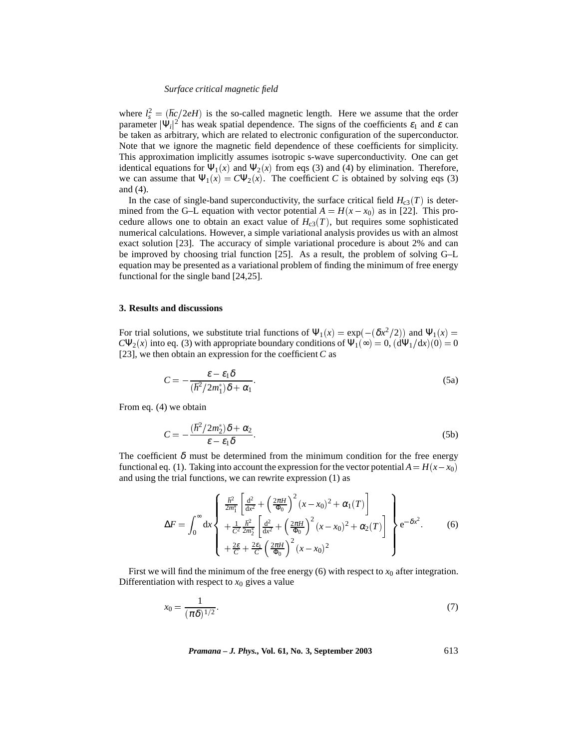where $l_s^2 = (\hbar c/2eH)$ is the so-called magnetic length. Here we assume that the order parameter $|\Psi_i|^2$ has weak spatial dependence. The signs of the coefficients $\varepsilon_1$ and $\varepsilon$ can be taken as arbitrary, which are related to electronic configuration of the superconductor. Note that we ignore the magnetic field dependence of these coefficients for simplicity. This approximation implicitly assumes isotropic s-wave superconductivity. One can get identical equations for $\Psi_1(x)$ and $\Psi_2(x)$ from eqs (3) and (4) by elimination. Therefore, we can assume that $\Psi_1(x) = C\Psi_2(x)$. The coefficient $C$ is obtained by solving eqs (3) and (4).

In the case of single-band superconductivity, the surface critical field $H_{c3}(T)$ is determined from the G–L equation with vector potential $A = H(x - x_0)$ as in [22]. This procedure allows one to obtain an exact value of $H_{c3}(T)$, but requires some sophisticated numerical calculations. However, a simple variational analysis provides us with an almost exact solution [23]. The accuracy of simple variational procedure is about 2% and can be improved by choosing trial function [25]. As a result, the problem of solving G–L equation may be presented as a variational problem of finding the minimum of free energy functional for the single band [24,25].

## 3. Results and discussions

For trial solutions, we substitute trial functions of $\Psi_1(x) = \exp(-(\delta x^2/2))$ and $\Psi_1(x) = C\Psi_2(x)$ into eq. (3) with appropriate boundary conditions of $\Psi_1(\infty) = 0$, $(\mathrm{d}\Psi_1/\mathrm{d}x)(0) = 0$ [23], we then obtain an expression for the coefficient $C$ as

$$C = -\frac{\varepsilon - \varepsilon_1 \delta}{(\hbar^2/2m_1^*)\delta + \alpha_1}. \tag{5a}$$

From eq. (4) we obtain

$$C = -\frac{(\hbar^2/2m_2^*)\delta + \alpha_2}{\varepsilon - \varepsilon_1 \delta}. \tag{5b}$$

The coefficient $\delta$ must be determined from the minimum condition for the free energy functional eq. (1). Taking into account the expression for the vector potential $A = H(x - x_0)$ and using the trial functions, we can rewrite expression (1) as

$$\Delta F = \int_0^\infty \mathrm{d}x \left\{ \begin{array}{l} \frac{\hbar^2}{2m_1^*}\left[\frac{\mathrm{d}^2}{\mathrm{d}x^2} + \left(\frac{2\pi H}{\Phi_0}\right)^2 (x - x_0)^2 + \alpha_1(T)\right] \\ + \frac{1}{C^2}\frac{\hbar^2}{2m_2^*}\left[\frac{\mathrm{d}^2}{\mathrm{d}x^2} + \left(\frac{2\pi H}{\Phi_0}\right)^2 (x - x_0)^2 + \alpha_2(T)\right] \\ + \frac{2\varepsilon}{C} + \frac{2\varepsilon_1}{C}\left(\frac{2\pi H}{\Phi_0}\right)^2 (x - x_0)^2 \end{array} \right\} \mathrm{e}^{-\delta x^2}. \tag{6}$$

First we will find the minimum of the free energy (6) with respect to $x_0$ after integration. Differentiation with respect to $x_0$ gives a value

$$x_0 = \frac{1}{(\pi\delta)^{1/2}}. \tag{7}$$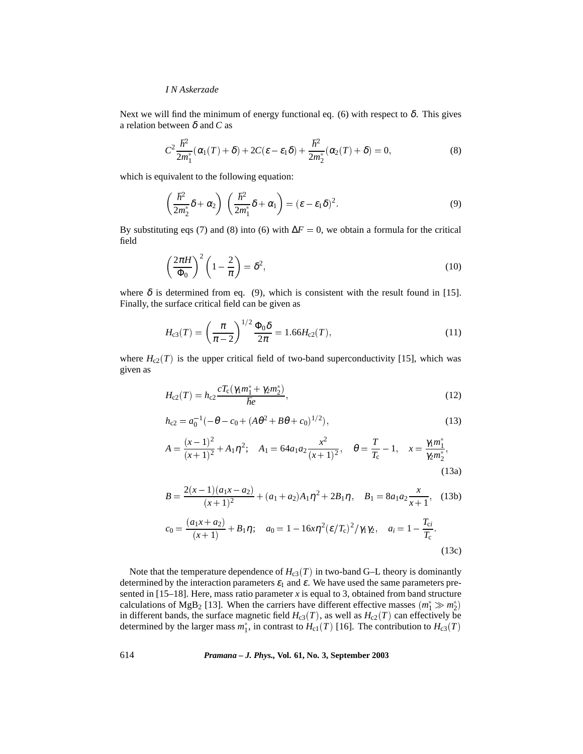Next we will find the minimum of energy functional eq. (6) with respect to $\delta$. This gives a relation between $\delta$ and $C$ as

$$C^2 \frac{\hbar^2}{2m_1^*}(\alpha_1(T)+\delta) + 2C(\varepsilon - \varepsilon_1\delta) + \frac{\hbar^2}{2m_2^*}(\alpha_2(T)+\delta) = 0, \tag{8}$$

which is equivalent to the following equation:

$$\left(\frac{\hbar^2}{2m_2^*}\delta + \alpha_2\right)\left(\frac{\hbar^2}{2m_1^*}\delta + \alpha_1\right) = (\varepsilon - \varepsilon_1\delta)^2. \tag{9}$$

By substituting eqs (7) and (8) into (6) with $\Delta F = 0$, we obtain a formula for the critical field

$$\left(\frac{2\pi H}{\Phi_0}\right)^2 \left(1 - \frac{2}{\pi}\right) = \delta^2, \tag{10}$$

where $\delta$ is determined from eq. (9), which is consistent with the result found in [15]. Finally, the surface critical field can be given as

$$H_{c3}(T) = \left(\frac{\pi}{\pi - 2}\right)^{1/2} \frac{\Phi_0 \delta}{2\pi} = 1.66 H_{c2}(T), \tag{11}$$

where $H_{c2}(T)$ is the upper critical field of two-band superconductivity [15], which was given as

$$H_{c2}(T) = h_{c2} \frac{cT_c(\gamma_1 m_1^* + \gamma_2 m_2^*)}{\hbar e}, \tag{12}$$

$$h_{c2} = a_0^{-1}(-\theta - c_0 + (A\theta^2 + B\theta + c_0)^{1/2}), \tag{13}$$

$$A = \frac{(x-1)^2}{(x+1)^2} + A_1\eta^2; \quad A_1 = 64a_1a_2\frac{x^2}{(x+1)^2}, \quad \theta = \frac{T}{T_c} - 1, \quad x = \frac{\gamma_1 m_1^*}{\gamma_2 m_2^*}, \tag{13a}$$

$$B = \frac{2(x-1)(a_1x - a_2)}{(x+1)^2} + (a_1 + a_2)A_1\eta^2 + 2B_1\eta, \quad B_1 = 8a_1a_2\frac{x}{x+1}, \tag{13b}$$

$$c_0 = \frac{(a_1x + a_2)}{(x+1)} + B_1\eta; \quad a_0 = 1 - 16x\eta^2(\varepsilon/T_c)^2/\gamma_1\gamma_2, \quad a_i = 1 - \frac{T_{ci}}{T_c}. \tag{13c}$$

Note that the temperature dependence of $H_{c3}(T)$ in two-band G–L theory is dominantly determined by the interaction parameters $\varepsilon_1$ and $\varepsilon$. We have used the same parameters presented in [15–18]. Here, mass ratio parameter $x$ is equal to 3, obtained from band structure calculations of $MgB_2$ [13]. When the carriers have different effective masses $(m_1^* \gg m_2^*)$ in different bands, the surface magnetic field $H_{c3}(T)$, as well as $H_{c2}(T)$ can effectively be determined by the larger mass $m_1^*$, in contrast to $H_{c1}(T)$ [16]. The contribution to $H_{c3}(T)$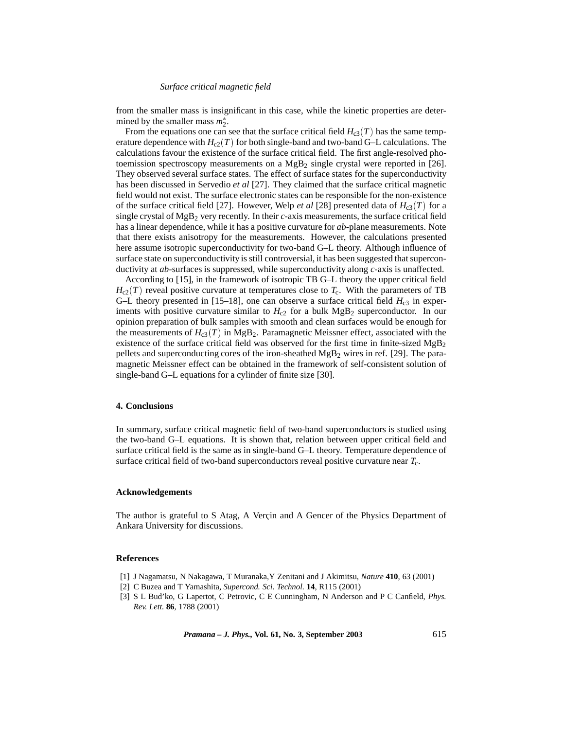from the smaller mass is insignificant in this case, while the kinetic properties are determined by the smaller mass $m_2^*$.

From the equations one can see that the surface critical field $H_{c3}(T)$ has the same temperature dependence with $H_{c2}(T)$ for both single-band and two-band G–L calculations. The calculations favour the existence of the surface critical field. The first angle-resolved photoemission spectroscopy measurements on a $MgB_2$ single crystal were reported in [26]. They observed several surface states. The effect of surface states for the superconductivity has been discussed in Servedio *et al* [27]. They claimed that the surface critical magnetic field would not exist. The surface electronic states can be responsible for the non-existence of the surface critical field [27]. However, Welp *et al* [28] presented data of $H_{c3}(T)$ for a single crystal of $MgB_2$ very recently. In their *c*-axis measurements, the surface critical field has a linear dependence, while it has a positive curvature for *ab*-plane measurements. Note that there exists anisotropy for the measurements. However, the calculations presented here assume isotropic superconductivity for two-band G–L theory. Although influence of surface state on superconductivity is still controversial, it has been suggested that superconductivity at *ab*-surfaces is suppressed, while superconductivity along *c*-axis is unaffected.

According to [15], in the framework of isotropic TB G–L theory the upper critical field $H_{c2}(T)$ reveal positive curvature at temperatures close to $T_c$. With the parameters of TB G–L theory presented in [15–18], one can observe a surface critical field $H_{c3}$ in experiments with positive curvature similar to $H_{c2}$ for a bulk $MgB_2$ superconductor. In our opinion preparation of bulk samples with smooth and clean surfaces would be enough for the measurements of $H_{c3}(T)$ in $MgB_2$. Paramagnetic Meissner effect, associated with the existence of the surface critical field was observed for the first time in finite-sized $MgB_2$ pellets and superconducting cores of the iron-sheathed $MgB_2$ wires in ref. [29]. The paramagnetic Meissner effect can be obtained in the framework of self-consistent solution of single-band G–L equations for a cylinder of finite size [30].

## 4. Conclusions

In summary, surface critical magnetic field of two-band superconductors is studied using the two-band G–L equations. It is shown that, relation between upper critical field and surface critical field is the same as in single-band G–L theory. Temperature dependence of surface critical field of two-band superconductors reveal positive curvature near $T_c$.

## Acknowledgements

The author is grateful to S Atag, A Verçin and A Gencer of the Physics Department of Ankara University for discussions.

## References

[1] J Nagamatsu, N Nakagawa, T Muranaka,Y Zenitani and J Akimitsu, *Nature* **410**, 63 (2001)

[2] C Buzea and T Yamashita, *Supercond. Sci. Technol.* **14**, R115 (2001)

[3] S L Bud'ko, G Lapertot, C Petrovic, C E Cunningham, N Anderson and P C Canfield, *Phys. Rev. Lett.* **86**, 1788 (2001)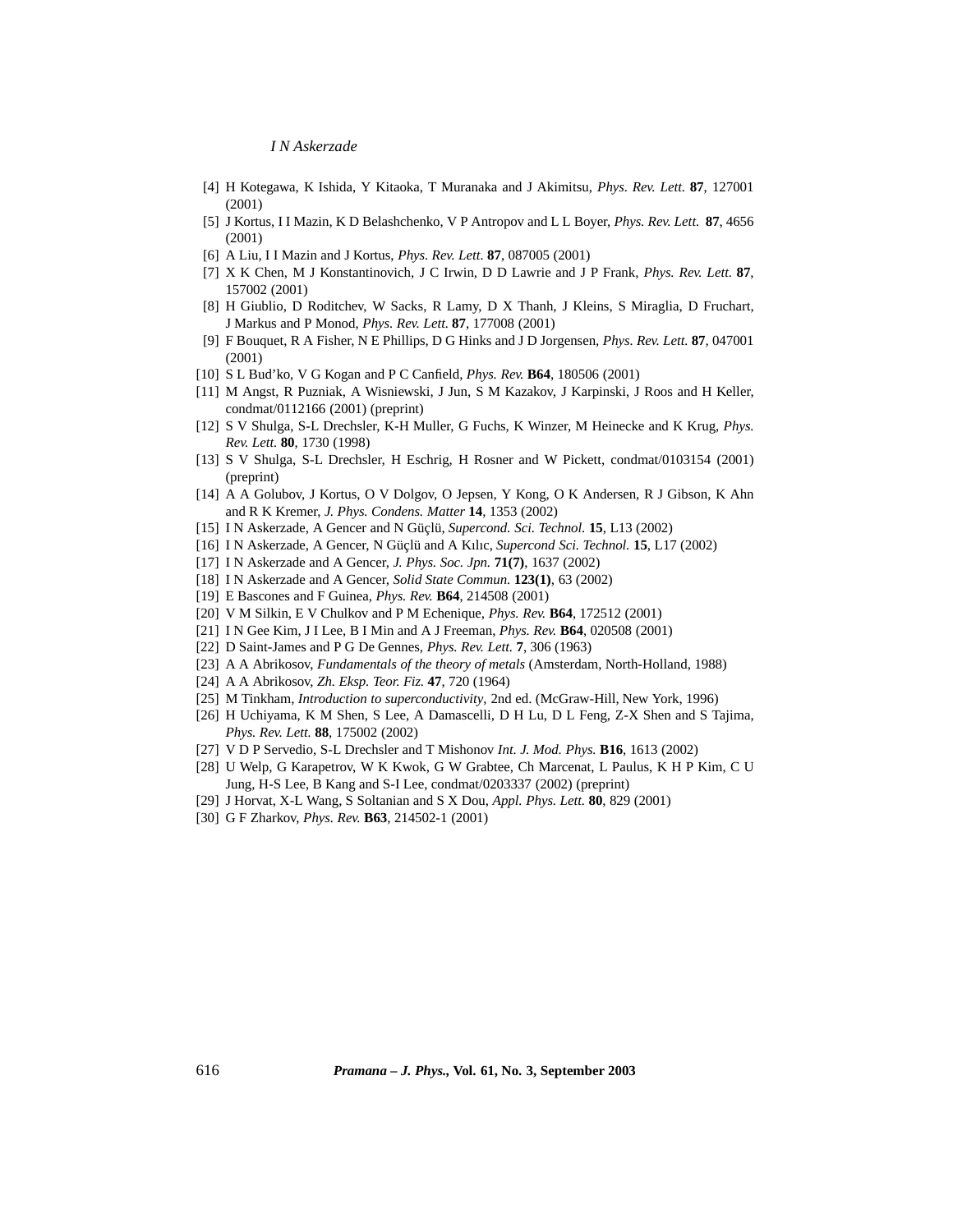[4] H Kotegawa, K Ishida, Y Kitaoka, T Muranaka and J Akimitsu, *Phys. Rev. Lett.* **87**, 127001 (2001)

[5] J Kortus, I I Mazin, K D Belashchenko, V P Antropov and L L Boyer, *Phys. Rev. Lett.* **87**, 4656 (2001)

[6] A Liu, I I Mazin and J Kortus, *Phys. Rev. Lett.* **87**, 087005 (2001)

[7] X K Chen, M J Konstantinovich, J C Irwin, D D Lawrie and J P Frank, *Phys. Rev. Lett.* **87**, 157002 (2001)

[8] H Giublio, D Roditchev, W Sacks, R Lamy, D X Thanh, J Kleins, S Miraglia, D Fruchart, J Markus and P Monod, *Phys. Rev. Lett.* **87**, 177008 (2001)

[9] F Bouquet, R A Fisher, N E Phillips, D G Hinks and J D Jorgensen, *Phys. Rev. Lett.* **87**, 047001 (2001)

[10] S L Bud'ko, V G Kogan and P C Canfield, *Phys. Rev.* **B64**, 180506 (2001)

[11] M Angst, R Puzniak, A Wisniewski, J Jun, S M Kazakov, J Karpinski, J Roos and H Keller, condmat/0112166 (2001) (preprint)

[12] S V Shulga, S-L Drechsler, K-H Muller, G Fuchs, K Winzer, M Heinecke and K Krug, *Phys. Rev. Lett.* **80**, 1730 (1998)

[13] S V Shulga, S-L Drechsler, H Eschrig, H Rosner and W Pickett, condmat/0103154 (2001) (preprint)

[14] A A Golubov, J Kortus, O V Dolgov, O Jepsen, Y Kong, O K Andersen, R J Gibson, K Ahn and R K Kremer, *J. Phys. Condens. Matter* **14**, 1353 (2002)

[15] I N Askerzade, A Gencer and N Güçlü, *Supercond. Sci. Technol.* **15**, L13 (2002)

[16] I N Askerzade, A Gencer, N Güçlü and A Kılıc, *Supercond Sci. Technol.* **15**, L17 (2002)

[17] I N Askerzade and A Gencer, *J. Phys. Soc. Jpn.* **71(7)**, 1637 (2002)

[18] I N Askerzade and A Gencer, *Solid State Commun.* **123(1)**, 63 (2002)

[19] E Bascones and F Guinea, *Phys. Rev.* **B64**, 214508 (2001)

[20] V M Silkin, E V Chulkov and P M Echenique, *Phys. Rev.* **B64**, 172512 (2001)

[21] I N Gee Kim, J I Lee, B I Min and A J Freeman, *Phys. Rev.* **B64**, 020508 (2001)

[22] D Saint-James and P G De Gennes, *Phys. Rev. Lett.* **7**, 306 (1963)

[23] A A Abrikosov, *Fundamentals of the theory of metals* (Amsterdam, North-Holland, 1988)

[24] A A Abrikosov, *Zh. Eksp. Teor. Fiz.* **47**, 720 (1964)

[25] M Tinkham, *Introduction to superconductivity*, 2nd ed. (McGraw-Hill, New York, 1996)

[26] H Uchiyama, K M Shen, S Lee, A Damascelli, D H Lu, D L Feng, Z-X Shen and S Tajima, *Phys. Rev. Lett.* **88**, 175002 (2002)

[27] V D P Servedio, S-L Drechsler and T Mishonov *Int. J. Mod. Phys.* **B16**, 1613 (2002)

[28] U Welp, G Karapetrov, W K Kwok, G W Grabtee, Ch Marcenat, L Paulus, K H P Kim, C U Jung, H-S Lee, B Kang and S-I Lee, condmat/0203337 (2002) (preprint)

[29] J Horvat, X-L Wang, S Soltanian and S X Dou, *Appl. Phys. Lett.* **80**, 829 (2001)

[30] G F Zharkov, *Phys. Rev.* **B63**, 214502-1 (2001)